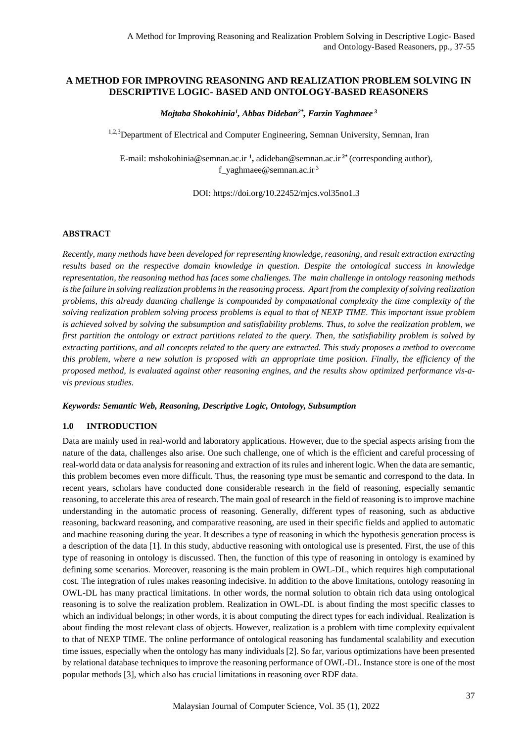# A METHOD FOR IMPROVING REASONING AND REALIZATION PROBLEM SOLVING IN DESCRIPTIVE LOGIC- BASED AND ONTOLOGY-BASED REASONERS

***Mojtaba Shokohinia[1], Abbas Dideban[2*], Farzin Yaghmaee[3]***

[1,2,3]Department of Electrical and Computer Engineering, Semnan University, Semnan, Iran

E-mail: mshokohinia@semnan.ac.ir [1], adideban@semnan.ac.ir [2*] (corresponding author), f_yaghmaee@semnan.ac.ir [3]

DOI: https://doi.org/10.22452/mjcs.vol35no1.3

## ABSTRACT

*Recently, many methods have been developed for representing knowledge, reasoning, and result extraction extracting results based on the respective domain knowledge in question. Despite the ontological success in knowledge representation, the reasoning method has faces some challenges. The main challenge in ontology reasoning methods is the failure in solving realization problems in the reasoning process. Apart from the complexity of solving realization problems, this already daunting challenge is compounded by computational complexity the time complexity of the solving realization problem solving process problems is equal to that of NEXP TIME. This important issue problem is achieved solved by solving the subsumption and satisfiability problems. Thus, to solve the realization problem, we first partition the ontology or extract partitions related to the query. Then, the satisfiability problem is solved by extracting partitions, and all concepts related to the query are extracted. This study proposes a method to overcome this problem, where a new solution is proposed with an appropriate time position. Finally, the efficiency of the proposed method, is evaluated against other reasoning engines, and the results show optimized performance vis-a-vis previous studies.*

***Keywords: Semantic Web, Reasoning, Descriptive Logic, Ontology, Subsumption***

## 1.0 INTRODUCTION

Data are mainly used in real-world and laboratory applications. However, due to the special aspects arising from the nature of the data, challenges also arise. One such challenge, one of which is the efficient and careful processing of real-world data or data analysis for reasoning and extraction of its rules and inherent logic. When the data are semantic, this problem becomes even more difficult. Thus, the reasoning type must be semantic and correspond to the data. In recent years, scholars have conducted done considerable research in the field of reasoning, especially semantic reasoning, to accelerate this area of research. The main goal of research in the field of reasoning is to improve machine understanding in the automatic process of reasoning. Generally, different types of reasoning, such as abductive reasoning, backward reasoning, and comparative reasoning, are used in their specific fields and applied to automatic and machine reasoning during the year. It describes a type of reasoning in which the hypothesis generation process is a description of the data [1]. In this study, abductive reasoning with ontological use is presented. First, the use of this type of reasoning in ontology is discussed. Then, the function of this type of reasoning in ontology is examined by defining some scenarios. Moreover, reasoning is the main problem in OWL-DL, which requires high computational cost. The integration of rules makes reasoning indecisive. In addition to the above limitations, ontology reasoning in OWL-DL has many practical limitations. In other words, the normal solution to obtain rich data using ontological reasoning is to solve the realization problem. Realization in OWL-DL is about finding the most specific classes to which an individual belongs; in other words, it is about computing the direct types for each individual. Realization is about finding the most relevant class of objects. However, realization is a problem with time complexity equivalent to that of NEXP TIME. The online performance of ontological reasoning has fundamental scalability and execution time issues, especially when the ontology has many individuals [2]. So far, various optimizations have been presented by relational database techniques to improve the reasoning performance of OWL-DL. Instance store is one of the most popular methods [3], which also has crucial limitations in reasoning over RDF data.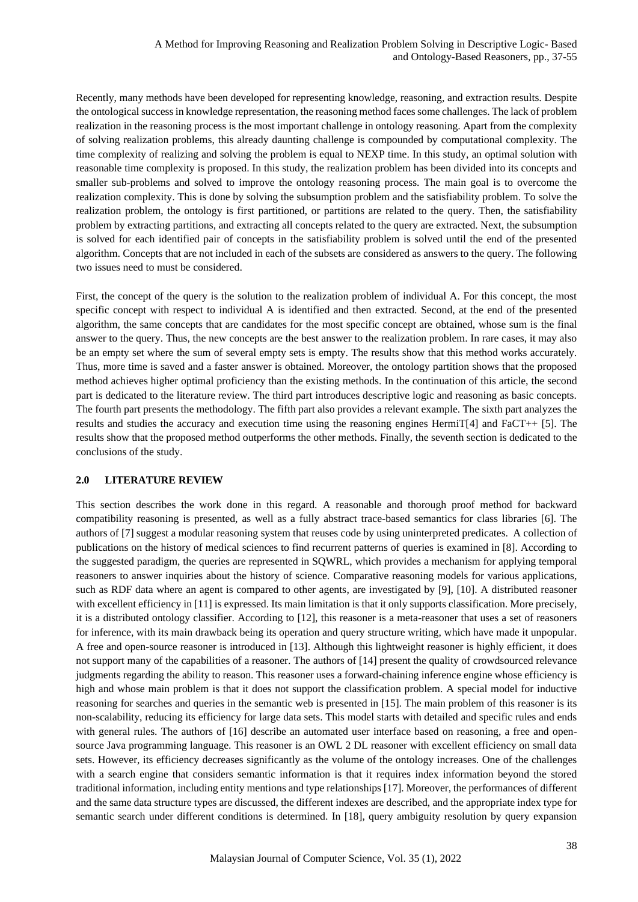Recently, many methods have been developed for representing knowledge, reasoning, and extraction results. Despite the ontological success in knowledge representation, the reasoning method faces some challenges. The lack of problem realization in the reasoning process is the most important challenge in ontology reasoning. Apart from the complexity of solving realization problems, this already daunting challenge is compounded by computational complexity. The time complexity of realizing and solving the problem is equal to NEXP time. In this study, an optimal solution with reasonable time complexity is proposed. In this study, the realization problem has been divided into its concepts and smaller sub-problems and solved to improve the ontology reasoning process. The main goal is to overcome the realization complexity. This is done by solving the subsumption problem and the satisfiability problem. To solve the realization problem, the ontology is first partitioned, or partitions are related to the query. Then, the satisfiability problem by extracting partitions, and extracting all concepts related to the query are extracted. Next, the subsumption is solved for each identified pair of concepts in the satisfiability problem is solved until the end of the presented algorithm. Concepts that are not included in each of the subsets are considered as answers to the query. The following two issues need to must be considered.

First, the concept of the query is the solution to the realization problem of individual A. For this concept, the most specific concept with respect to individual A is identified and then extracted. Second, at the end of the presented algorithm, the same concepts that are candidates for the most specific concept are obtained, whose sum is the final answer to the query. Thus, the new concepts are the best answer to the realization problem. In rare cases, it may also be an empty set where the sum of several empty sets is empty. The results show that this method works accurately. Thus, more time is saved and a faster answer is obtained. Moreover, the ontology partition shows that the proposed method achieves higher optimal proficiency than the existing methods. In the continuation of this article, the second part is dedicated to the literature review. The third part introduces descriptive logic and reasoning as basic concepts. The fourth part presents the methodology. The fifth part also provides a relevant example. The sixth part analyzes the results and studies the accuracy and execution time using the reasoning engines HermiT[4] and FaCT++ [5]. The results show that the proposed method outperforms the other methods. Finally, the seventh section is dedicated to the conclusions of the study.

## 2.0 LITERATURE REVIEW

This section describes the work done in this regard. A reasonable and thorough proof method for backward compatibility reasoning is presented, as well as a fully abstract trace-based semantics for class libraries [6]. The authors of [7] suggest a modular reasoning system that reuses code by using uninterpreted predicates. A collection of publications on the history of medical sciences to find recurrent patterns of queries is examined in [8]. According to the suggested paradigm, the queries are represented in SQWRL, which provides a mechanism for applying temporal reasoners to answer inquiries about the history of science. Comparative reasoning models for various applications, such as RDF data where an agent is compared to other agents, are investigated by [9], [10]. A distributed reasoner with excellent efficiency in [11] is expressed. Its main limitation is that it only supports classification. More precisely, it is a distributed ontology classifier. According to [12], this reasoner is a meta-reasoner that uses a set of reasoners for inference, with its main drawback being its operation and query structure writing, which have made it unpopular. A free and open-source reasoner is introduced in [13]. Although this lightweight reasoner is highly efficient, it does not support many of the capabilities of a reasoner. The authors of [14] present the quality of crowdsourced relevance judgments regarding the ability to reason. This reasoner uses a forward-chaining inference engine whose efficiency is high and whose main problem is that it does not support the classification problem. A special model for inductive reasoning for searches and queries in the semantic web is presented in [15]. The main problem of this reasoner is its non-scalability, reducing its efficiency for large data sets. This model starts with detailed and specific rules and ends with general rules. The authors of [16] describe an automated user interface based on reasoning, a free and open-source Java programming language. This reasoner is an OWL 2 DL reasoner with excellent efficiency on small data sets. However, its efficiency decreases significantly as the volume of the ontology increases. One of the challenges with a search engine that considers semantic information is that it requires index information beyond the stored traditional information, including entity mentions and type relationships [17]. Moreover, the performances of different and the same data structure types are discussed, the different indexes are described, and the appropriate index type for semantic search under different conditions is determined. In [18], query ambiguity resolution by query expansion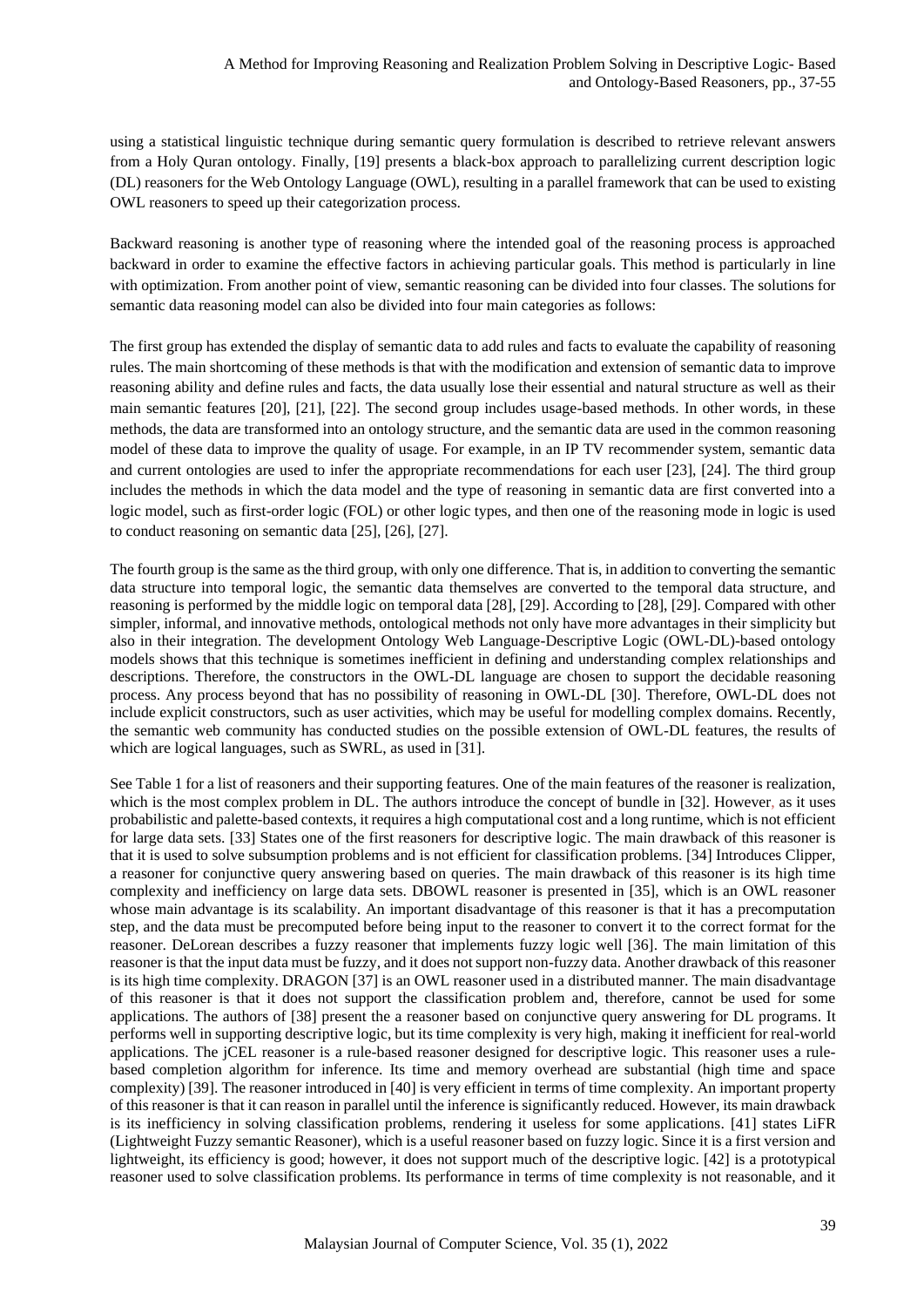using a statistical linguistic technique during semantic query formulation is described to retrieve relevant answers from a Holy Quran ontology. Finally, [19] presents a black-box approach to parallelizing current description logic (DL) reasoners for the Web Ontology Language (OWL), resulting in a parallel framework that can be used to existing OWL reasoners to speed up their categorization process.

Backward reasoning is another type of reasoning where the intended goal of the reasoning process is approached backward in order to examine the effective factors in achieving particular goals. This method is particularly in line with optimization. From another point of view, semantic reasoning can be divided into four classes. The solutions for semantic data reasoning model can also be divided into four main categories as follows:

The first group has extended the display of semantic data to add rules and facts to evaluate the capability of reasoning rules. The main shortcoming of these methods is that with the modification and extension of semantic data to improve reasoning ability and define rules and facts, the data usually lose their essential and natural structure as well as their main semantic features [20], [21], [22]. The second group includes usage-based methods. In other words, in these methods, the data are transformed into an ontology structure, and the semantic data are used in the common reasoning model of these data to improve the quality of usage. For example, in an IP TV recommender system, semantic data and current ontologies are used to infer the appropriate recommendations for each user [23], [24]. The third group includes the methods in which the data model and the type of reasoning in semantic data are first converted into a logic model, such as first-order logic (FOL) or other logic types, and then one of the reasoning mode in logic is used to conduct reasoning on semantic data [25], [26], [27].

The fourth group is the same as the third group, with only one difference. That is, in addition to converting the semantic data structure into temporal logic, the semantic data themselves are converted to the temporal data structure, and reasoning is performed by the middle logic on temporal data [28], [29]. According to [28], [29]. Compared with other simpler, informal, and innovative methods, ontological methods not only have more advantages in their simplicity but also in their integration. The development Ontology Web Language-Descriptive Logic (OWL-DL)-based ontology models shows that this technique is sometimes inefficient in defining and understanding complex relationships and descriptions. Therefore, the constructors in the OWL-DL language are chosen to support the decidable reasoning process. Any process beyond that has no possibility of reasoning in OWL-DL [30]. Therefore, OWL-DL does not include explicit constructors, such as user activities, which may be useful for modelling complex domains. Recently, the semantic web community has conducted studies on the possible extension of OWL-DL features, the results of which are logical languages, such as SWRL, as used in [31].

See Table 1 for a list of reasoners and their supporting features. One of the main features of the reasoner is realization, which is the most complex problem in DL. The authors introduce the concept of bundle in [32]. However, as it uses probabilistic and palette-based contexts, it requires a high computational cost and a long runtime, which is not efficient for large data sets. [33] States one of the first reasoners for descriptive logic. The main drawback of this reasoner is that it is used to solve subsumption problems and is not efficient for classification problems. [34] Introduces Clipper, a reasoner for conjunctive query answering based on queries. The main drawback of this reasoner is its high time complexity and inefficiency on large data sets. DBOWL reasoner is presented in [35], which is an OWL reasoner whose main advantage is its scalability. An important disadvantage of this reasoner is that it has a precomputation step, and the data must be precomputed before being input to the reasoner to convert it to the correct format for the reasoner. DeLorean describes a fuzzy reasoner that implements fuzzy logic well [36]. The main limitation of this reasoner is that the input data must be fuzzy, and it does not support non-fuzzy data. Another drawback of this reasoner is its high time complexity. DRAGON [37] is an OWL reasoner used in a distributed manner. The main disadvantage of this reasoner is that it does not support the classification problem and, therefore, cannot be used for some applications. The authors of [38] present the a reasoner based on conjunctive query answering for DL programs. It performs well in supporting descriptive logic, but its time complexity is very high, making it inefficient for real-world applications. The jCEL reasoner is a rule-based reasoner designed for descriptive logic. This reasoner uses a rule-based completion algorithm for inference. Its time and memory overhead are substantial (high time and space complexity) [39]. The reasoner introduced in [40] is very efficient in terms of time complexity. An important property of this reasoner is that it can reason in parallel until the inference is significantly reduced. However, its main drawback is its inefficiency in solving classification problems, rendering it useless for some applications. [41] states LiFR (Lightweight Fuzzy semantic Reasoner), which is a useful reasoner based on fuzzy logic. Since it is a first version and lightweight, its efficiency is good; however, it does not support much of the descriptive logic. [42] is a prototypical reasoner used to solve classification problems. Its performance in terms of time complexity is not reasonable, and it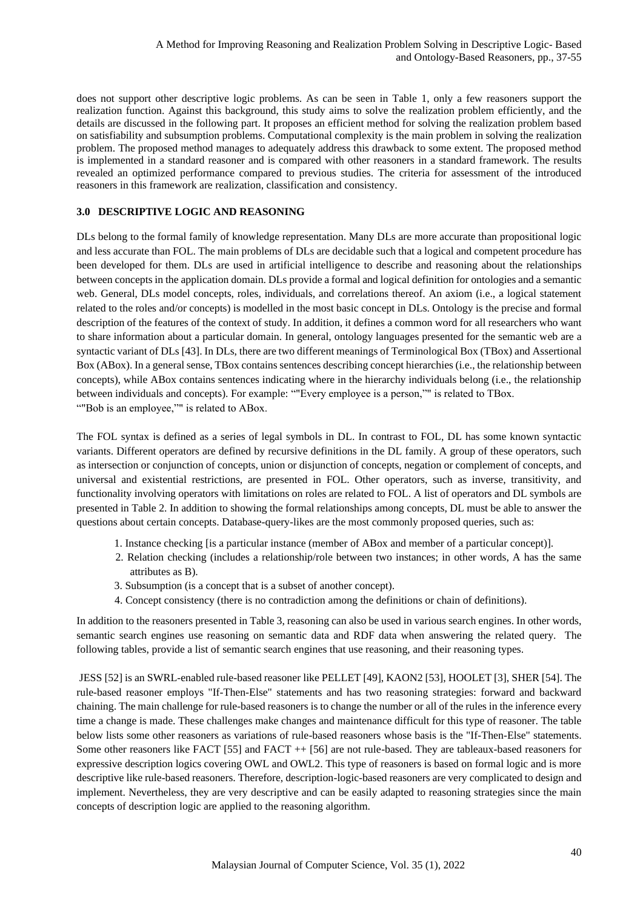does not support other descriptive logic problems. As can be seen in Table 1, only a few reasoners support the realization function. Against this background, this study aims to solve the realization problem efficiently, and the details are discussed in the following part. It proposes an efficient method for solving the realization problem based on satisfiability and subsumption problems. Computational complexity is the main problem in solving the realization problem. The proposed method manages to adequately address this drawback to some extent. The proposed method is implemented in a standard reasoner and is compared with other reasoners in a standard framework. The results revealed an optimized performance compared to previous studies. The criteria for assessment of the introduced reasoners in this framework are realization, classification and consistency.

## 3.0 DESCRIPTIVE LOGIC AND REASONING

DLs belong to the formal family of knowledge representation. Many DLs are more accurate than propositional logic and less accurate than FOL. The main problems of DLs are decidable such that a logical and competent procedure has been developed for them. DLs are used in artificial intelligence to describe and reasoning about the relationships between concepts in the application domain. DLs provide a formal and logical definition for ontologies and a semantic web. General, DLs model concepts, roles, individuals, and correlations thereof. An axiom (i.e., a logical statement related to the roles and/or concepts) is modelled in the most basic concept in DLs. Ontology is the precise and formal description of the features of the context of study. In addition, it defines a common word for all researchers who want to share information about a particular domain. In general, ontology languages presented for the semantic web are a syntactic variant of DLs [43]. In DLs, there are two different meanings of Terminological Box (TBox) and Assertional Box (ABox). In a general sense, TBox contains sentences describing concept hierarchies (i.e., the relationship between concepts), while ABox contains sentences indicating where in the hierarchy individuals belong (i.e., the relationship between individuals and concepts). For example: “"Every employee is a person,”" is related to TBox.
“"Bob is an employee,”" is related to ABox.

The FOL syntax is defined as a series of legal symbols in DL. In contrast to FOL, DL has some known syntactic variants. Different operators are defined by recursive definitions in the DL family. A group of these operators, such as intersection or conjunction of concepts, union or disjunction of concepts, negation or complement of concepts, and universal and existential restrictions, are presented in FOL. Other operators, such as inverse, transitivity, and functionality involving operators with limitations on roles are related to FOL. A list of operators and DL symbols are presented in Table 2. In addition to showing the formal relationships among concepts, DL must be able to answer the questions about certain concepts. Database-query-likes are the most commonly proposed queries, such as:

1. Instance checking [is a particular instance (member of ABox and member of a particular concept)].
2. Relation checking (includes a relationship/role between two instances; in other words, A has the same attributes as B).
3. Subsumption (is a concept that is a subset of another concept).
4. Concept consistency (there is no contradiction among the definitions or chain of definitions).

In addition to the reasoners presented in Table 3, reasoning can also be used in various search engines. In other words, semantic search engines use reasoning on semantic data and RDF data when answering the related query. The following tables, provide a list of semantic search engines that use reasoning, and their reasoning types.

JESS [52] is an SWRL-enabled rule-based reasoner like PELLET [49], KAON2 [53], HOOLET [3], SHER [54]. The rule-based reasoner employs "If-Then-Else" statements and has two reasoning strategies: forward and backward chaining. The main challenge for rule-based reasoners is to change the number or all of the rules in the inference every time a change is made. These challenges make changes and maintenance difficult for this type of reasoner. The table below lists some other reasoners as variations of rule-based reasoners whose basis is the "If-Then-Else" statements. Some other reasoners like FACT [55] and FACT ++ [56] are not rule-based. They are tableaux-based reasoners for expressive description logics covering OWL and OWL2. This type of reasoners is based on formal logic and is more descriptive like rule-based reasoners. Therefore, description-logic-based reasoners are very complicated to design and implement. Nevertheless, they are very descriptive and can be easily adapted to reasoning strategies since the main concepts of description logic are applied to the reasoning algorithm.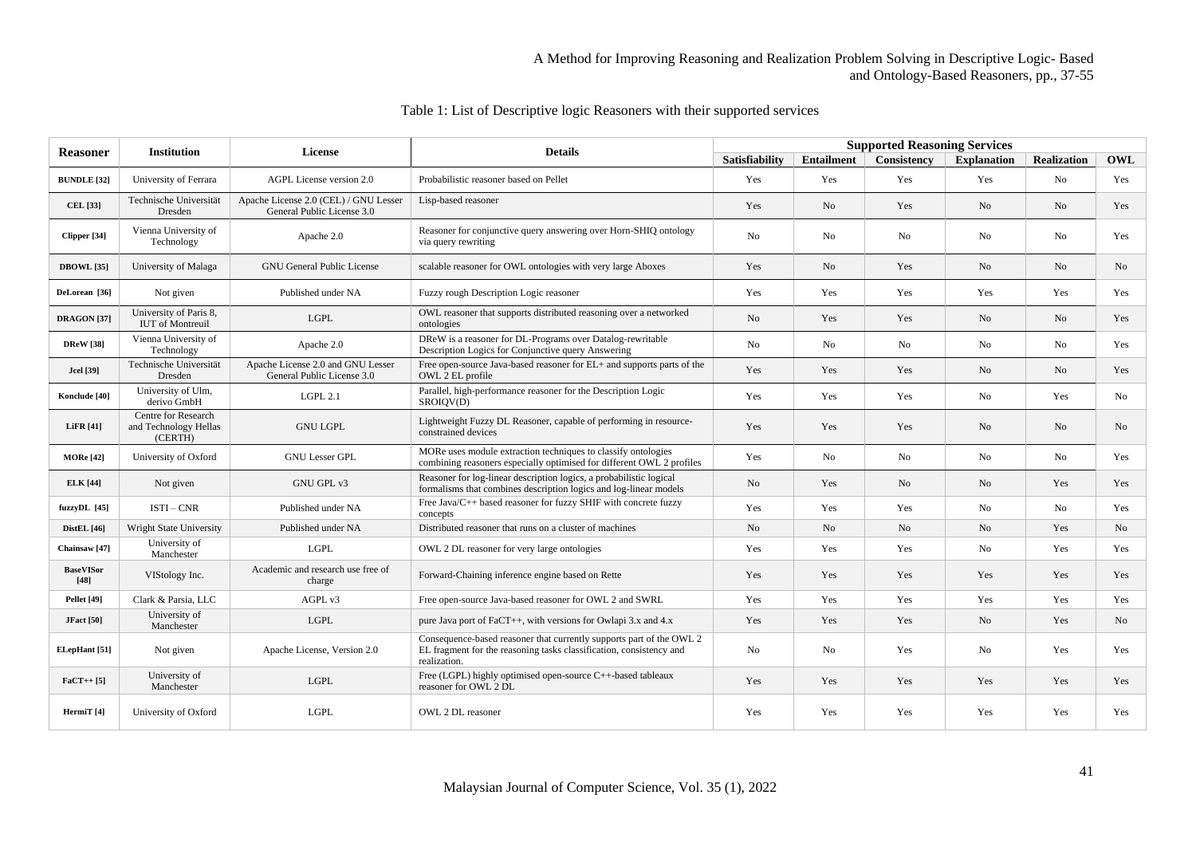Table 1: List of Descriptive logic Reasoners with their supported services

| Reasoner | Institution | License | Details | Supported Reasoning Services | | | | | |
|---|---|---|---|---|---|---|---|---|---|
| | | | | Satisfiability | Entailment | Consistency | Explanation | Realization | OWL |
| **BUNDLE [32]** | University of Ferrara | AGPL License version 2.0 | Probabilistic reasoner based on Pellet | Yes | Yes | Yes | Yes | No | Yes |
| **CEL [33]** | Technische Universität Dresden | Apache License 2.0 (CEL) / GNU Lesser General Public License 3.0 | Lisp-based reasoner | Yes | No | Yes | No | No | Yes |
| **Clipper [34]** | Vienna University of Technology | Apache 2.0 | Reasoner for conjunctive query answering over Horn-SHIQ ontology via query rewriting | No | No | No | No | No | Yes |
| **DBOWL [35]** | University of Malaga | GNU General Public License | scalable reasoner for OWL ontologies with very large Aboxes | Yes | No | Yes | No | No | No |
| **DeLorean [36]** | Not given | Published under NA | Fuzzy rough Description Logic reasoner | Yes | Yes | Yes | Yes | Yes | Yes |
| **DRAGON [37]** | University of Paris 8, IUT of Montreuil | LGPL | OWL reasoner that supports distributed reasoning over a networked ontologies | No | Yes | Yes | No | No | Yes |
| **DReW [38]** | Vienna University of Technology | Apache 2.0 | DReW is a reasoner for DL-Programs over Datalog-rewritable Description Logics for Conjunctive query Answering | No | No | No | No | No | Yes |
| **Jcel [39]** | Technische Universität Dresden | Apache License 2.0 and GNU Lesser General Public License 3.0 | Free open-source Java-based reasoner for EL+ and supports parts of the OWL 2 EL profile | Yes | Yes | Yes | No | No | Yes |
| **Konclude [40]** | University of Ulm, derivo GmbH | LGPL 2.1 | Parallel, high-performance reasoner for the Description Logic SROIQV(D) | Yes | Yes | Yes | No | Yes | No |
| **LiFR [41]** | Centre for Research and Technology Hellas (CERTH) | GNU LGPL | Lightweight Fuzzy DL Reasoner, capable of performing in resource-constrained devices | Yes | Yes | Yes | No | No | No |
| **MORe [42]** | University of Oxford | GNU Lesser GPL | MORe uses module extraction techniques to classify ontologies combining reasoners especially optimised for different OWL 2 profiles | Yes | No | No | No | No | Yes |
| **ELK [44]** | Not given | GNU GPL v3 | Reasoner for log-linear description logics, a probabilistic logical formalisms that combines description logics and log-linear models | No | Yes | No | No | Yes | Yes |
| **fuzzyDL [45]** | ISTI – CNR | Published under NA | Free Java/C++ based reasoner for fuzzy SHIF with concrete fuzzy concepts | Yes | Yes | Yes | No | No | Yes |
| **DistEL [46]** | Wright State University | Published under NA | Distributed reasoner that runs on a cluster of machines | No | No | No | No | Yes | No |
| **Chainsaw [47]** | University of Manchester | LGPL | OWL 2 DL reasoner for very large ontologies | Yes | Yes | Yes | No | Yes | Yes |
| **BaseVISor [48]** | VIStology Inc. | Academic and research use free of charge | Forward-Chaining inference engine based on Rette | Yes | Yes | Yes | Yes | Yes | Yes |
| **Pellet [49]** | Clark & Parsia, LLC | AGPL v3 | Free open-source Java-based reasoner for OWL 2 and SWRL | Yes | Yes | Yes | Yes | Yes | Yes |
| **JFact [50]** | University of Manchester | LGPL | pure Java port of FaCT++, with versions for Owlapi 3.x and 4.x | Yes | Yes | Yes | No | Yes | No |
| **ELepHant [51]** | Not given | Apache License, Version 2.0 | Consequence-based reasoner that currently supports part of the OWL 2 EL fragment for the reasoning tasks classification, consistency and realization. | No | No | Yes | No | Yes | Yes |
| **FaCT++ [5]** | University of Manchester | LGPL | Free (LGPL) highly optimised open-source C++-based tableaux reasoner for OWL 2 DL | Yes | Yes | Yes | Yes | Yes | Yes |
| **HermiT [4]** | University of Oxford | LGPL | OWL 2 DL reasoner | Yes | Yes | Yes | Yes | Yes | Yes |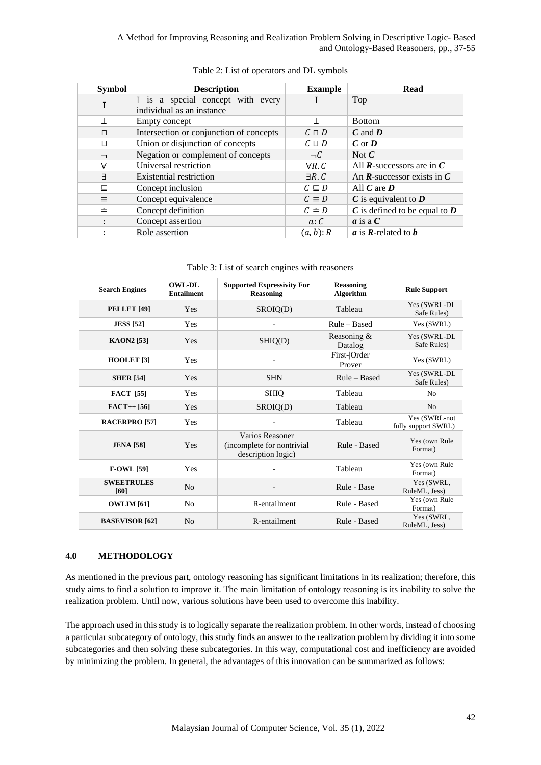Table 2: List of operators and DL symbols

| Symbol | Description | Example | Read |
|---|---|---|---|
| $\top$ | $\top$ is a special concept with every individual as an instance | $\top$ | Top |
| $\bot$ | Empty concept | $\bot$ | Bottom |
| $\sqcap$ | Intersection or conjunction of concepts | $C \sqcap D$ | ***C*** and ***D*** |
| $\sqcup$ | Union or disjunction of concepts | $C \sqcup D$ | ***C*** or ***D*** |
| $\neg$ | Negation or complement of concepts | $\neg C$ | Not ***C*** |
| $\forall$ | Universal restriction | $\forall R.C$ | All ***R***-successors are in ***C*** |
| $\exists$ | Existential restriction | $\exists R.C$ | An ***R***-successor exists in ***C*** |
| $\sqsubseteq$ | Concept inclusion | $C \sqsubseteq D$ | All ***C*** are ***D*** |
| $\equiv$ | Concept equivalence | $C \equiv D$ | ***C*** is equivalent to ***D*** |
| $\doteq$ | Concept definition | $C \doteq D$ | ***C*** is defined to be equal to ***D*** |
| : | Concept assertion | $a: C$ | ***a*** is a ***C*** |
| : | Role assertion | $(a, b): R$ | ***a*** is ***R***-related to ***b*** |

Table 3: List of search engines with reasoners

| Search Engines | OWL-DL Entailment | Supported Expressivity For Reasoning | Reasoning Algorithm | Rule Support |
|---|---|---|---|---|
| **PELLET [49]** | Yes | SROIQ(D) | Tableau | Yes (SWRL-DL Safe Rules) |
| **JESS [52]** | Yes | - | Rule – Based | Yes (SWRL) |
| **KAON2 [53]** | Yes | SHIQ(D) | Reasoning & Datalog | Yes (SWRL-DL Safe Rules) |
| **HOOLET [3]** | Yes | - | First-\|Order Prover | Yes (SWRL) |
| **SHER [54]** | Yes | SHN | Rule – Based | Yes (SWRL-DL Safe Rules) |
| **FACT [55]** | Yes | SHIQ | Tableau | No |
| **FACT++ [56]** | Yes | SROIQ(D) | Tableau | No |
| **RACERPRO [57]** | Yes | - | Tableau | Yes (SWRL-not fully support SWRL) |
| **JENA [58]** | Yes | Varios Reasoner (incomplete for nontrivial description logic) | Rule - Based | Yes (own Rule Format) |
| **F-OWL [59]** | Yes | - | Tableau | Yes (own Rule Format) |
| **SWEETRULES [60]** | No | - | Rule - Base | Yes (SWRL, RuleML, Jess) |
| **OWLIM [61]** | No | R-entailment | Rule - Based | Yes (own Rule Format) |
| **BASEVISOR [62]** | No | R-entailment | Rule - Based | Yes (SWRL, RuleML, Jess) |

## 4.0 METHODOLOGY

As mentioned in the previous part, ontology reasoning has significant limitations in its realization; therefore, this study aims to find a solution to improve it. The main limitation of ontology reasoning is its inability to solve the realization problem. Until now, various solutions have been used to overcome this inability.

The approach used in this study is to logically separate the realization problem. In other words, instead of choosing a particular subcategory of ontology, this study finds an answer to the realization problem by dividing it into some subcategories and then solving these subcategories. In this way, computational cost and inefficiency are avoided by minimizing the problem. In general, the advantages of this innovation can be summarized as follows: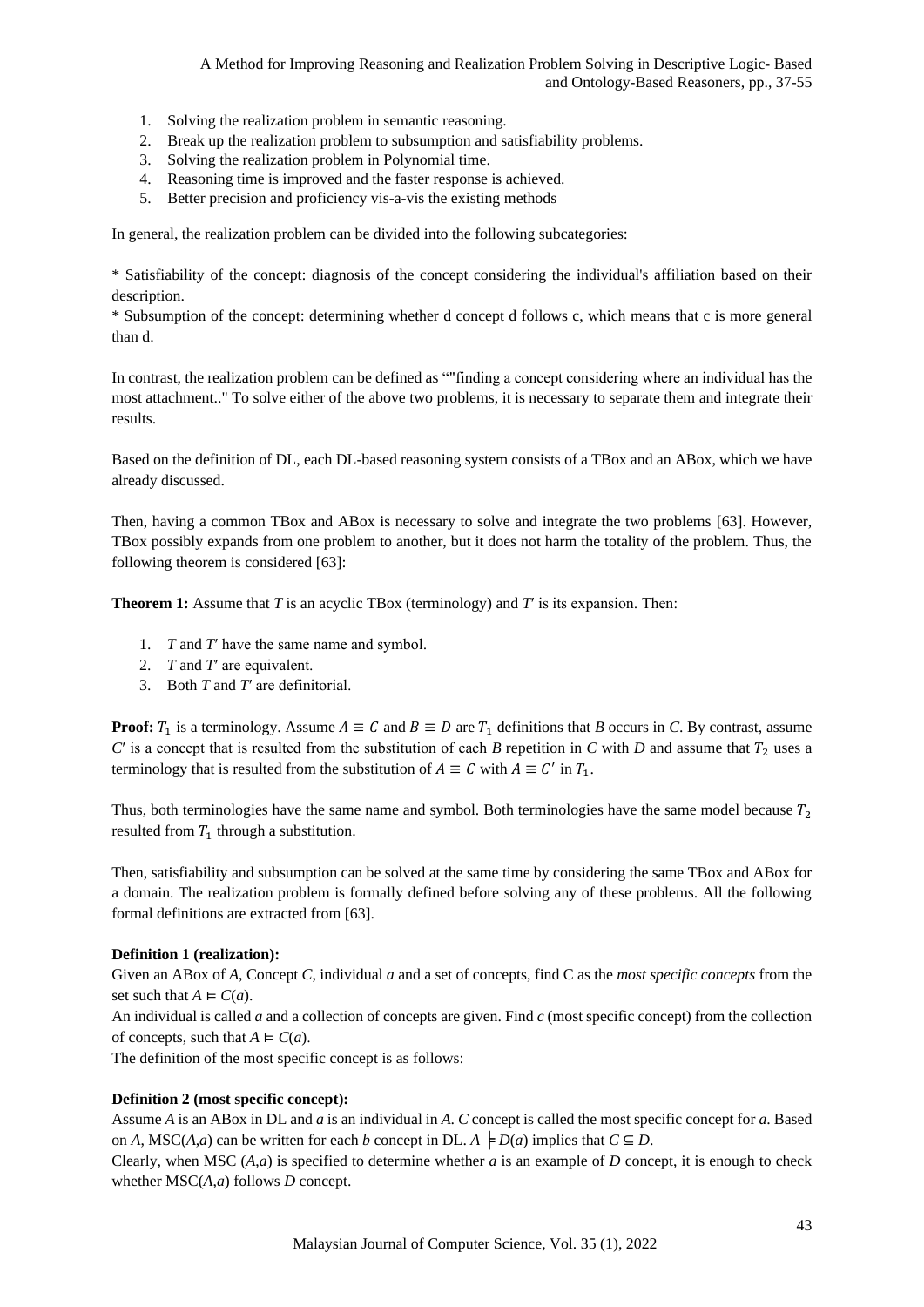1. Solving the realization problem in semantic reasoning.
2. Break up the realization problem to subsumption and satisfiability problems.
3. Solving the realization problem in Polynomial time.
4. Reasoning time is improved and the faster response is achieved.
5. Better precision and proficiency vis-a-vis the existing methods

In general, the realization problem can be divided into the following subcategories:

* Satisfiability of the concept: diagnosis of the concept considering the individual's affiliation based on their description.
* Subsumption of the concept: determining whether d concept d follows c, which means that c is more general than d.

In contrast, the realization problem can be defined as ""finding a concept considering where an individual has the most attachment.." To solve either of the above two problems, it is necessary to separate them and integrate their results.

Based on the definition of DL, each DL-based reasoning system consists of a TBox and an ABox, which we have already discussed.

Then, having a common TBox and ABox is necessary to solve and integrate the two problems [63]. However, TBox possibly expands from one problem to another, but it does not harm the totality of the problem. Thus, the following theorem is considered [63]:

**Theorem 1:** Assume that $T$ is an acyclic TBox (terminology) and $T'$ is its expansion. Then:

1. $T$ and $T'$ have the same name and symbol.
2. $T$ and $T'$ are equivalent.
3. Both $T$ and $T'$ are definitorial.

**Proof:** $T_1$ is a terminology. Assume $A \equiv C$ and $B \equiv D$ are $T_1$ definitions that *B* occurs in *C*. By contrast, assume $C'$ is a concept that is resulted from the substitution of each *B* repetition in *C* with *D* and assume that $T_2$ uses a terminology that is resulted from the substitution of $A \equiv C$ with $A \equiv C'$ in $T_1$.

Thus, both terminologies have the same name and symbol. Both terminologies have the same model because $T_2$ resulted from $T_1$ through a substitution.

Then, satisfiability and subsumption can be solved at the same time by considering the same TBox and ABox for a domain. The realization problem is formally defined before solving any of these problems. All the following formal definitions are extracted from [63].

**Definition 1 (realization):**
Given an ABox of *A*, Concept *C*, individual *a* and a set of concepts, find C as the *most specific concepts* from the set such that $A \vDash C(a)$.
An individual is called *a* and a collection of concepts are given. Find *c* (most specific concept) from the collection of concepts, such that $A \vDash C(a)$.
The definition of the most specific concept is as follows:

**Definition 2 (most specific concept):**
Assume *A* is an ABox in DL and *a* is an individual in *A*. *C* concept is called the most specific concept for *a*. Based on *A*, MSC(*A*,*a*) can be written for each *b* concept in DL. $A \vDash D(a)$ implies that $C \sqsubseteq D$.
Clearly, when MSC (*A*,*a*) is specified to determine whether *a* is an example of *D* concept, it is enough to check whether MSC(*A*,*a*) follows *D* concept.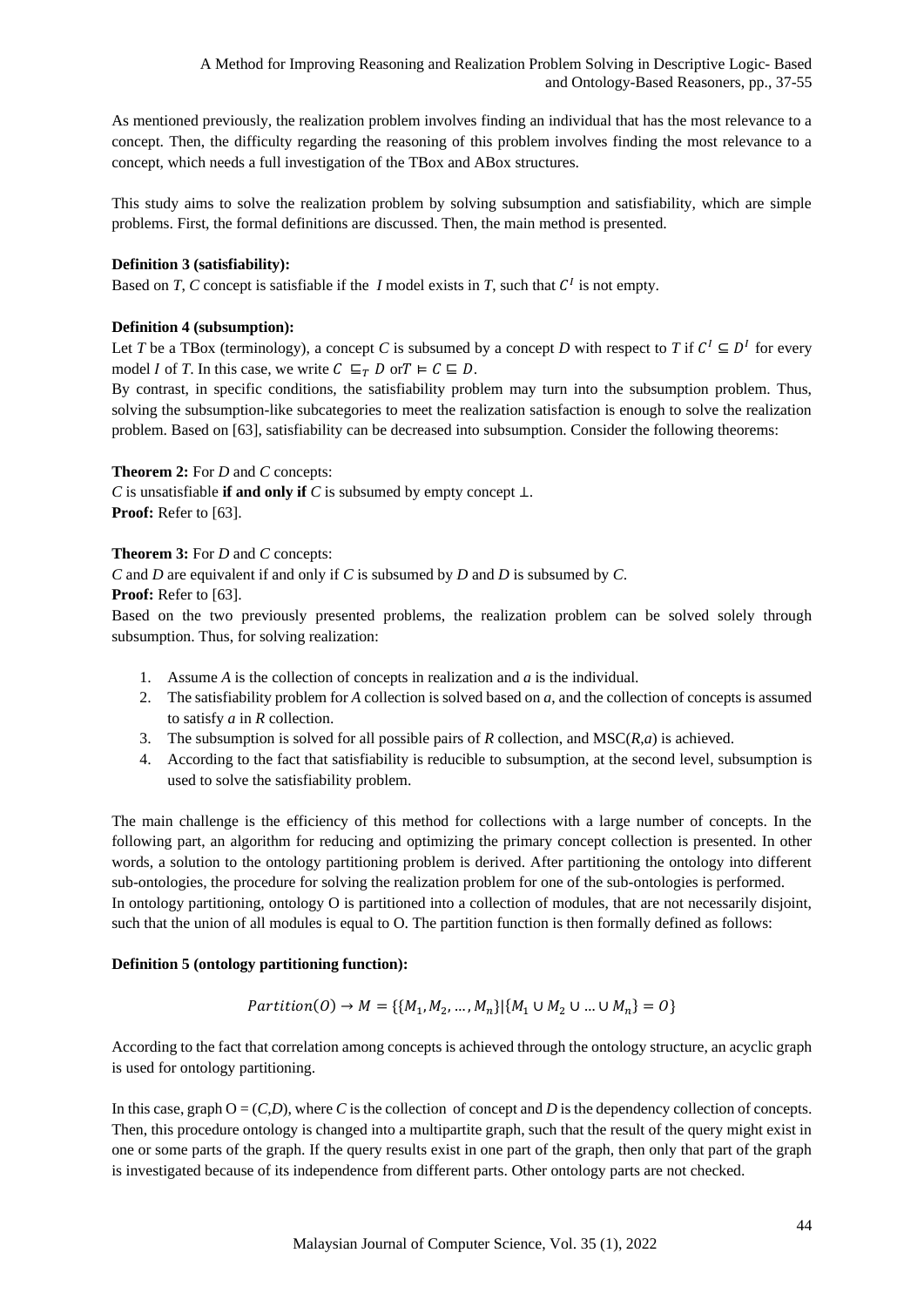As mentioned previously, the realization problem involves finding an individual that has the most relevance to a concept. Then, the difficulty regarding the reasoning of this problem involves finding the most relevance to a concept, which needs a full investigation of the TBox and ABox structures.

This study aims to solve the realization problem by solving subsumption and satisfiability, which are simple problems. First, the formal definitions are discussed. Then, the main method is presented.

**Definition 3 (satisfiability):**
Based on *T*, *C* concept is satisfiable if the *I* model exists in *T*, such that $C^I$ is not empty.

**Definition 4 (subsumption):**
Let *T* be a TBox (terminology), a concept *C* is subsumed by a concept *D* with respect to *T* if $C^I \subseteq D^I$ for every model *I* of *T*. In this case, we write $C \sqsubseteq_T D$ or $T \vDash C \sqsubseteq D$.
By contrast, in specific conditions, the satisfiability problem may turn into the subsumption problem. Thus, solving the subsumption-like subcategories to meet the realization satisfaction is enough to solve the realization problem. Based on [63], satisfiability can be decreased into subsumption. Consider the following theorems:

**Theorem 2:** For *D* and *C* concepts:
*C* is unsatisfiable **if and only if** *C* is subsumed by empty concept ⊥.
**Proof:** Refer to [63].

**Theorem 3:** For *D* and *C* concepts:
*C* and *D* are equivalent if and only if *C* is subsumed by *D* and *D* is subsumed by *C*.
**Proof:** Refer to [63].
Based on the two previously presented problems, the realization problem can be solved solely through subsumption. Thus, for solving realization:

1. Assume *A* is the collection of concepts in realization and *a* is the individual.
2. The satisfiability problem for *A* collection is solved based on *a*, and the collection of concepts is assumed to satisfy *a* in *R* collection.
3. The subsumption is solved for all possible pairs of *R* collection, and MSC(*R*,*a*) is achieved.
4. According to the fact that satisfiability is reducible to subsumption, at the second level, subsumption is used to solve the satisfiability problem.

The main challenge is the efficiency of this method for collections with a large number of concepts. In the following part, an algorithm for reducing and optimizing the primary concept collection is presented. In other words, a solution to the ontology partitioning problem is derived. After partitioning the ontology into different sub-ontologies, the procedure for solving the realization problem for one of the sub-ontologies is performed.
In ontology partitioning, ontology O is partitioned into a collection of modules, that are not necessarily disjoint, such that the union of all modules is equal to O. The partition function is then formally defined as follows:

**Definition 5 (ontology partitioning function):**

$$Partition(O) \rightarrow M = \{\{M_1, M_2, \ldots, M_n\} | \{M_1 \cup M_2 \cup \ldots \cup M_n\} = O\}$$

According to the fact that correlation among concepts is achieved through the ontology structure, an acyclic graph is used for ontology partitioning.

In this case, graph O = (*C*,*D*), where *C* is the collection of concept and *D* is the dependency collection of concepts. Then, this procedure ontology is changed into a multipartite graph, such that the result of the query might exist in one or some parts of the graph. If the query results exist in one part of the graph, then only that part of the graph is investigated because of its independence from different parts. Other ontology parts are not checked.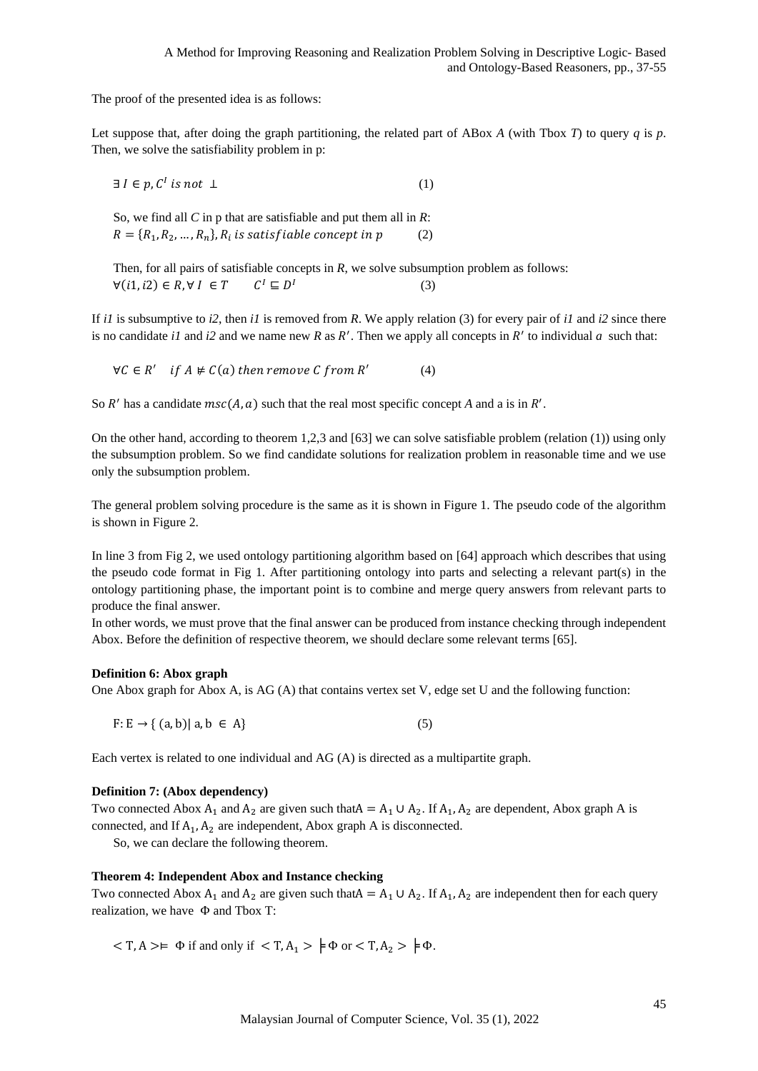The proof of the presented idea is as follows:

Let suppose that, after doing the graph partitioning, the related part of ABox *A* (with Tbox *T*) to query *q* is *p*. Then, we solve the satisfiability problem in p:

$$\exists\, I \in p, C^I \text{ is not } \bot \qquad (1)$$

So, we find all *C* in p that are satisfiable and put them all in *R*:

$$R = \{R_1, R_2, \ldots, R_n\}, R_i \text{ is satisfiable concept in } p \qquad (2)$$

Then, for all pairs of satisfiable concepts in *R*, we solve subsumption problem as follows:

$$\forall (i1, i2) \in R, \forall\, I \in T \qquad C^I \sqsubseteq D^I \qquad (3)$$

If *i1* is subsumptive to *i2*, then *i1* is removed from *R*. We apply relation (3) for every pair of *i1* and *i2* since there is no candidate *i1* and *i2* and we name new *R* as $R'$. Then we apply all concepts in $R'$ to individual $a$ such that:

$$\forall C \in R' \quad if\ A \nvDash C(a)\ then\ remove\ C\ from\ R' \qquad (4)$$

So $R'$ has a candidate $msc(A, a)$ such that the real most specific concept *A* and a is in $R'$.

On the other hand, according to theorem 1,2,3 and [63] we can solve satisfiable problem (relation (1)) using only the subsumption problem. So we find candidate solutions for realization problem in reasonable time and we use only the subsumption problem.

The general problem solving procedure is the same as it is shown in Figure 1. The pseudo code of the algorithm is shown in Figure 2.

In line 3 from Fig 2, we used ontology partitioning algorithm based on [64] approach which describes that using the pseudo code format in Fig 1. After partitioning ontology into parts and selecting a relevant part(s) in the ontology partitioning phase, the important point is to combine and merge query answers from relevant parts to produce the final answer.

In other words, we must prove that the final answer can be produced from instance checking through independent Abox. Before the definition of respective theorem, we should declare some relevant terms [65].

**Definition 6: Abox graph**

One Abox graph for Abox A, is AG (A) that contains vertex set V, edge set U and the following function:

$$F: E \rightarrow \{ (a, b) |\ a, b \in A\} \qquad (5)$$

Each vertex is related to one individual and AG (A) is directed as a multipartite graph.

**Definition 7: (Abox dependency)**

Two connected Abox $A_1$ and $A_2$ are given such that $A = A_1 \cup A_2$. If $A_1, A_2$ are dependent, Abox graph A is connected, and If $A_1, A_2$ are independent, Abox graph A is disconnected.

So, we can declare the following theorem.

**Theorem 4: Independent Abox and Instance checking**

Two connected Abox $A_1$ and $A_2$ are given such that $A = A_1 \cup A_2$. If $A_1, A_2$ are independent then for each query realization, we have $\Phi$ and Tbox T:

$$< T, A > \vDash \Phi \text{ if and only if } < T, A_1 > \vDash \Phi \text{ or } < T, A_2 > \vDash \Phi.$$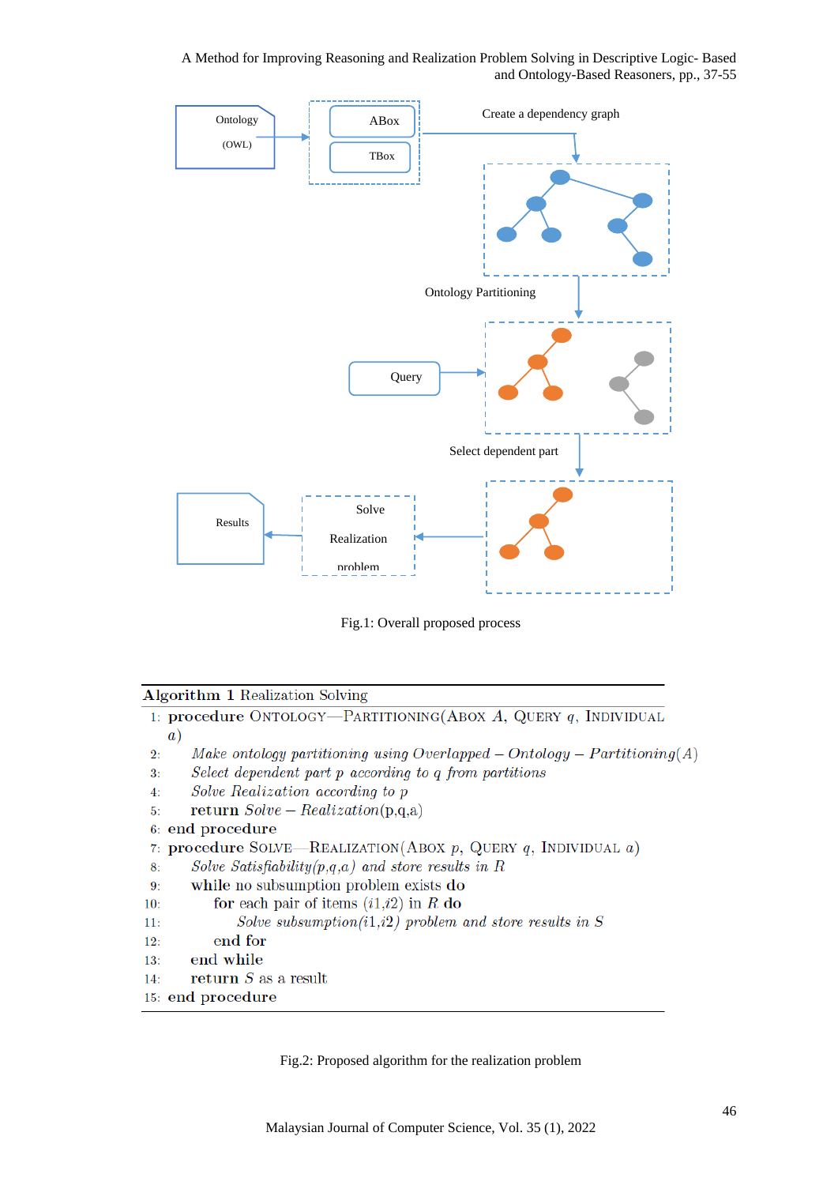Fig.1: Overall proposed process

**Algorithm 1** Realization Solving

```
1:  procedure ONTOLOGY—PARTITIONING(ABOX A, QUERY q, INDIVIDUAL a)
2:      Make ontology partitioning using Overlapped – Ontology – Partitioning(A)
3:      Select dependent part p according to q from partitions
4:      Solve Realization according to p
5:      return Solve – Realization(p,q,a)
6:  end procedure
7:  procedure SOLVE—REALIZATION(ABOX p, QUERY q, INDIVIDUAL a)
8:      Solve Satisfiability(p,q,a) and store results in R
9:      while no subsumption problem exists do
10:         for each pair of items (i1,i2) in R do
11:             Solve subsumption(i1,i2) problem and store results in S
12:         end for
13:     end while
14:     return S as a result
15: end procedure
```

Fig.2: Proposed algorithm for the realization problem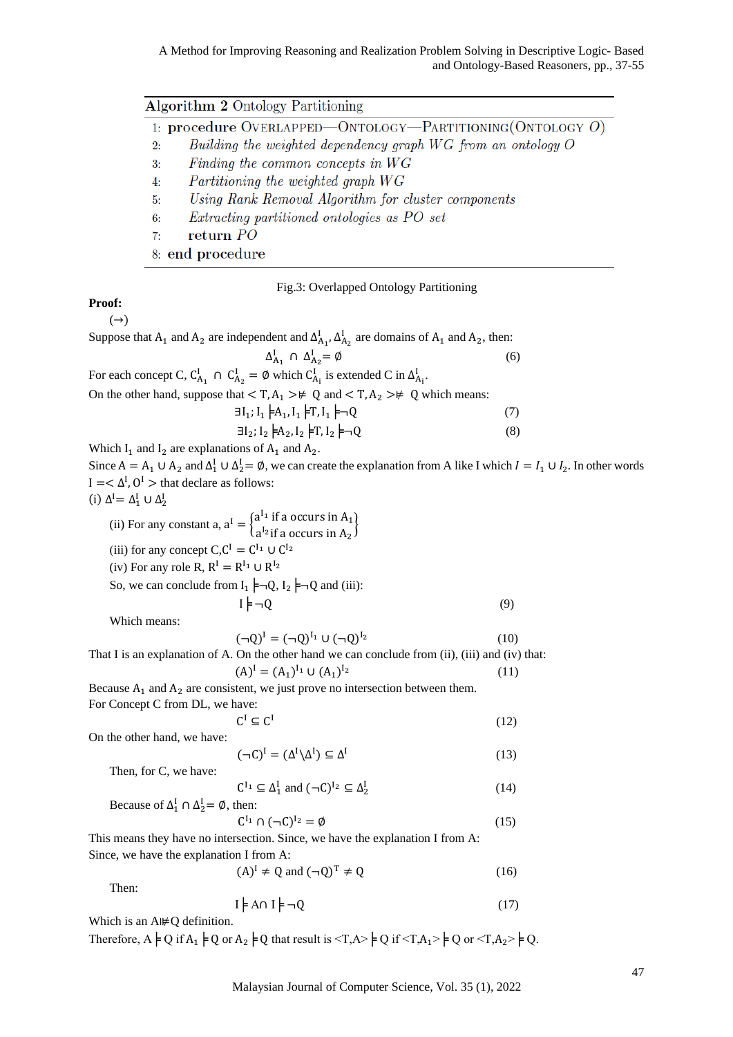**Algorithm 2** Ontology Partitioning

```
1: procedure OVERLAPPED—ONTOLOGY—PARTITIONING(ONTOLOGY O)
2:     Building the weighted dependency graph WG from an ontology O
3:     Finding the common concepts in WG
4:     Partitioning the weighted graph WG
5:     Using Rank Removal Algorithm for cluster components
6:     Extracting partitioned ontologies as PO set
7:     return PO
8: end procedure
```

Fig.3: Overlapped Ontology Partitioning

**Proof:**

(→)

Suppose that $A_1$ and $A_2$ are independent and $\Delta^I_{A_1}, \Delta^I_{A_2}$ are domains of $A_1$ and $A_2$, then:

$$\Delta^I_{A_1} \cap \Delta^I_{A_2} = \emptyset \quad (6)$$

For each concept C, $C^I_{A_1} \cap C^I_{A_2} = \emptyset$ which $C^I_{A_i}$ is extended C in $\Delta^I_{A_i}$.

On the other hand, suppose that $< T, A_1 > \not\models Q$ and $< T, A_2 > \not\models Q$ which means:

$$\exists I_1; I_1 \models A_1, I_1 \models T, I_1 \models \neg Q \quad (7)$$

$$\exists I_2; I_2 \models A_2, I_2 \models T, I_2 \models \neg Q \quad (8)$$

Which $I_1$ and $I_2$ are explanations of $A_1$ and $A_2$.

Since $A = A_1 \cup A_2$ and $\Delta^I_1 \cup \Delta^I_2 = \emptyset$, we can create the explanation from A like I which $I = I_1 \cup I_2$. In other words $I =< \Delta^I, O^I >$ that declare as follows:

(i) $\Delta^I = \Delta^I_1 \cup \Delta^I_2$

(ii) For any constant a, $a^I = \begin{cases} a^{I_1} \text{ if a occurs in } A_1 \\ a^{I_2} \text{ if a occurs in } A_2 \end{cases}$

(iii) for any concept C, $C^I = C^{I_1} \cup C^{I_2}$

(iv) For any role R, $R^I = R^{I_1} \cup R^{I_2}$

So, we can conclude from $I_1 \models \neg Q$, $I_2 \models \neg Q$ and (iii):

$$I \models \neg Q \quad (9)$$

Which means:

$$(\neg Q)^I = (\neg Q)^{I_1} \cup (\neg Q)^{I_2} \quad (10)$$

That I is an explanation of A. On the other hand we can conclude from (ii), (iii) and (iv) that:

$$(A)^I = (A_1)^{I_1} \cup (A_1)^{I_2} \quad (11)$$

Because $A_1$ and $A_2$ are consistent, we just prove no intersection between them.

For Concept C from DL, we have:

$$C^I \subseteq C^I \quad (12)$$

On the other hand, we have:

$$(\neg C)^I = (\Delta^I \backslash \Delta^I) \subseteq \Delta^I \quad (13)$$

Then, for C, we have:

$$C^{I_1} \subseteq \Delta^I_1 \text{ and } (\neg C)^{I_2} \subseteq \Delta^I_2 \quad (14)$$

Because of $\Delta^I_1 \cap \Delta^I_2 = \emptyset$, then:

$$C^{I_1} \cap (\neg C)^{I_2} = \emptyset \quad (15)$$

This means they have no intersection. Since, we have the explanation I from A:

Since, we have the explanation I from A:

$$(A)^I \neq Q \text{ and } (\neg Q)^T \neq Q \quad (16)$$

Then:

$$I \models A \cap I \models \neg Q \quad (17)$$

Which is an $A \not\models Q$ definition.

Therefore, $A \models Q$ if $A_1 \models Q$ or $A_2 \models Q$ that result is $<T,A> \models Q$ if $<T,A_1> \models Q$ or $<T,A_2> \models Q$.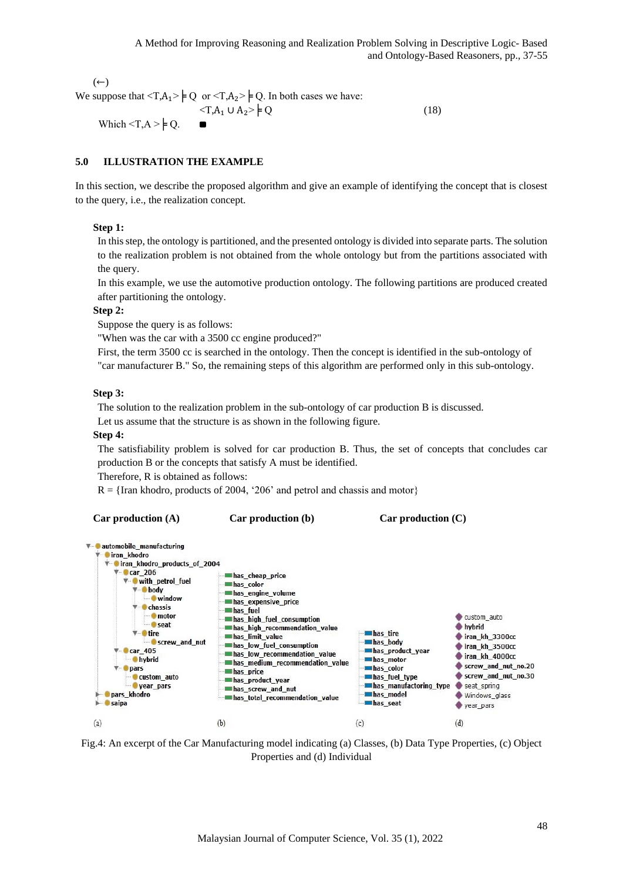(←)

We suppose that $<T,A_1> \models Q$ or $<T,A_2> \models Q$. In both cases we have:

$$<T,A_1 \cup A_2> \models Q \tag{18}$$

Which $<T,A> \models Q$. ∎

## 5.0 ILLUSTRATION THE EXAMPLE

In this section, we describe the proposed algorithm and give an example of identifying the concept that is closest to the query, i.e., the realization concept.

**Step 1:**

In this step, the ontology is partitioned, and the presented ontology is divided into separate parts. The solution to the realization problem is not obtained from the whole ontology but from the partitions associated with the query.

In this example, we use the automotive production ontology. The following partitions are produced created after partitioning the ontology.

**Step 2:**

Suppose the query is as follows:

"When was the car with a 3500 cc engine produced?"

First, the term 3500 cc is searched in the ontology. Then the concept is identified in the sub-ontology of "car manufacturer B." So, the remaining steps of this algorithm are performed only in this sub-ontology.

**Step 3:**

The solution to the realization problem in the sub-ontology of car production B is discussed.

Let us assume that the structure is as shown in the following figure.

**Step 4:**

The satisfiability problem is solved for car production B. Thus, the set of concepts that concludes car production B or the concepts that satisfy A must be identified.

Therefore, R is obtained as follows:

R = {Iran khodro, products of 2004, '206' and petrol and chassis and motor}

**Car production (A)** **Car production (b)** **Car production (C)**

(a)
- automobile_manufacturing
  - iran_khodro
    - iran_khodro_products_of_2004
      - car_206
        - with_petrol_fuel
          - body
            - window
          - chassis
            - motor
            - seat
          - tire
            - screw_and_nut
      - car_405
        - hybrid
      - pars
        - custom_auto
        - year_pars
  - pars_khodro
  - saipa

(b)
- has_cheap_price
- has_color
- has_engine_volume
- has_expensive_price
- has_fuel
- has_high_fuel_consumption
- has_high_recommendation_value
- has_limit_value
- has_low_fuel_consumption
- has_low_recommendation_value
- has_medium_recommendation_value
- has_price
- has_product_year
- has_screw_and_nut
- has_total_recommendation_value

(c)
- has_tire
- has_body
- has_product_year
- has_motor
- has_color
- has_fuel_type
- has_manufactoring_type
- has_model
- has_seat

(d)
- custom_auto
- hybrid
- iran_kh_3300cc
- iran_kh_3500cc
- iran_kh_4000cc
- screw_and_nut_no.20
- screw_and_nut_no.30
- seat_spring
- Windows_glass
- year_pars

Fig.4: An excerpt of the Car Manufacturing model indicating (a) Classes, (b) Data Type Properties, (c) Object Properties and (d) Individual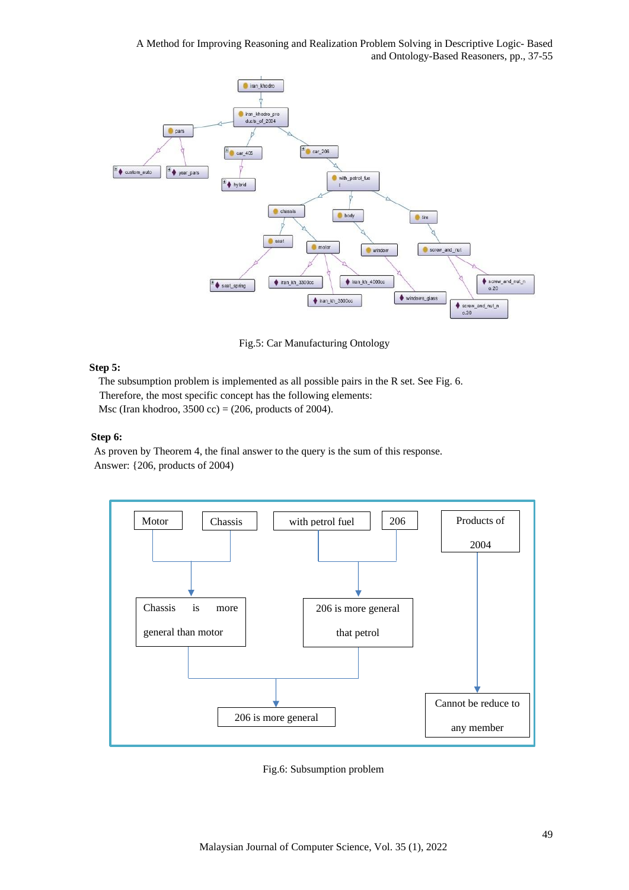Fig.5: Car Manufacturing Ontology

**Step 5:**

The subsumption problem is implemented as all possible pairs in the R set. See Fig. 6.
Therefore, the most specific concept has the following elements:
Msc (Iran khodroo, 3500 cc) = (206, products of 2004).

**Step 6:**

As proven by Theorem 4, the final answer to the query is the sum of this response.
Answer: {206, products of 2004)

Fig.6: Subsumption problem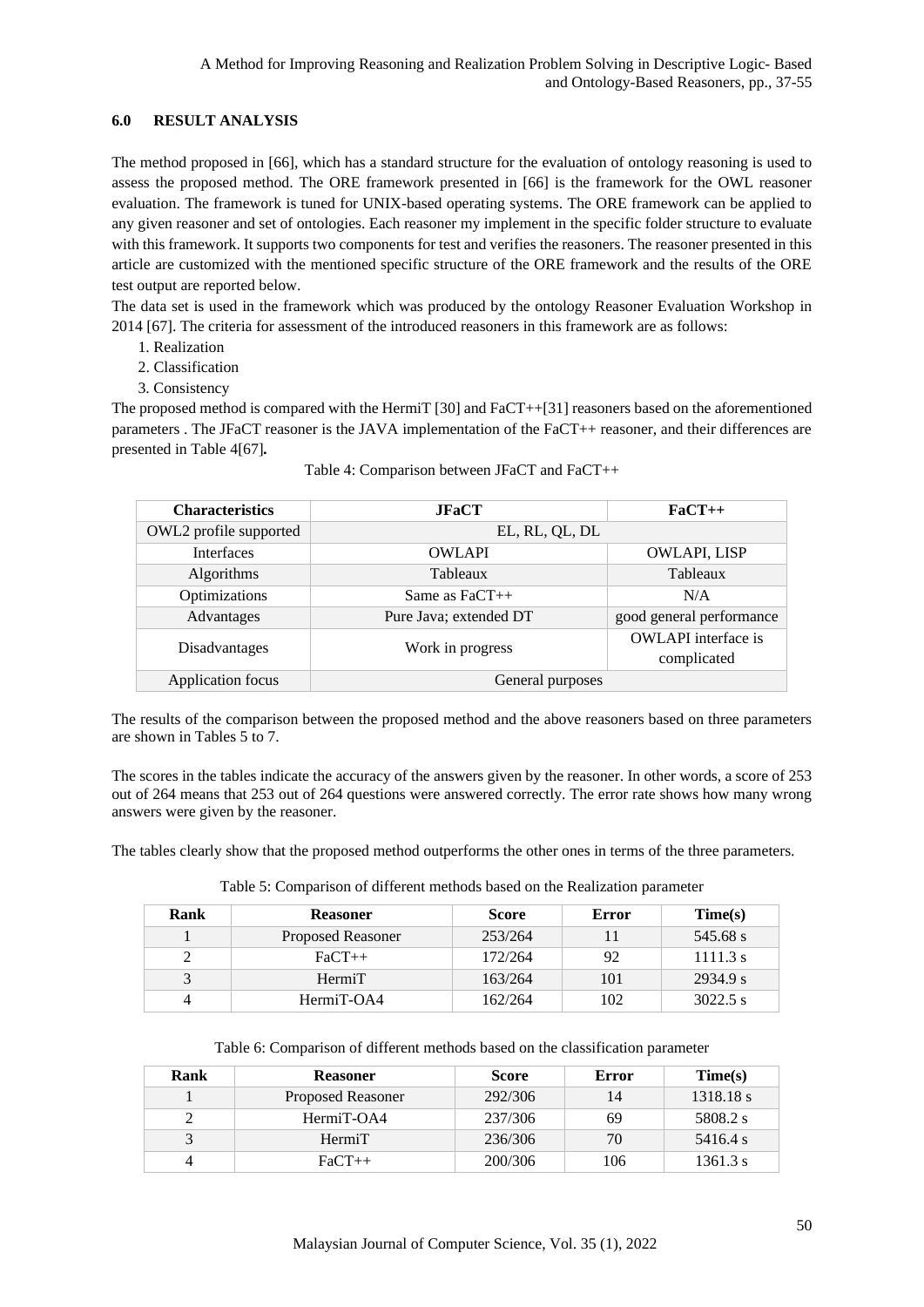## 6.0 RESULT ANALYSIS

The method proposed in [66], which has a standard structure for the evaluation of ontology reasoning is used to assess the proposed method. The ORE framework presented in [66] is the framework for the OWL reasoner evaluation. The framework is tuned for UNIX-based operating systems. The ORE framework can be applied to any given reasoner and set of ontologies. Each reasoner my implement in the specific folder structure to evaluate with this framework. It supports two components for test and verifies the reasoners. The reasoner presented in this article are customized with the mentioned specific structure of the ORE framework and the results of the ORE test output are reported below.

The data set is used in the framework which was produced by the ontology Reasoner Evaluation Workshop in 2014 [67]. The criteria for assessment of the introduced reasoners in this framework are as follows:

1. Realization
2. Classification
3. Consistency

The proposed method is compared with the HermiT [30] and FaCT++[31] reasoners based on the aforementioned parameters . The JFaCT reasoner is the JAVA implementation of the FaCT++ reasoner, and their differences are presented in Table 4[67]**.**

Table 4: Comparison between JFaCT and FaCT++

| Characteristics | JFaCT | FaCT++ |
|---|---|---|
| OWL2 profile supported | EL, RL, QL, DL | |
| Interfaces | OWLAPI | OWLAPI, LISP |
| Algorithms | Tableaux | Tableaux |
| Optimizations | Same as FaCT++ | N/A |
| Advantages | Pure Java; extended DT | good general performance |
| Disadvantages | Work in progress | OWLAPI interface is complicated |
| Application focus | General purposes | |

The results of the comparison between the proposed method and the above reasoners based on three parameters are shown in Tables 5 to 7.

The scores in the tables indicate the accuracy of the answers given by the reasoner. In other words, a score of 253 out of 264 means that 253 out of 264 questions were answered correctly. The error rate shows how many wrong answers were given by the reasoner.

The tables clearly show that the proposed method outperforms the other ones in terms of the three parameters.

Table 5: Comparison of different methods based on the Realization parameter

| Rank | Reasoner | Score | Error | Time(s) |
|---|---|---|---|---|
| 1 | Proposed Reasoner | 253/264 | 11 | 545.68 s |
| 2 | FaCT++ | 172/264 | 92 | 1111.3 s |
| 3 | HermiT | 163/264 | 101 | 2934.9 s |
| 4 | HermiT-OA4 | 162/264 | 102 | 3022.5 s |

Table 6: Comparison of different methods based on the classification parameter

| Rank | Reasoner | Score | Error | Time(s) |
|---|---|---|---|---|
| 1 | Proposed Reasoner | 292/306 | 14 | 1318.18 s |
| 2 | HermiT-OA4 | 237/306 | 69 | 5808.2 s |
| 3 | HermiT | 236/306 | 70 | 5416.4 s |
| 4 | FaCT++ | 200/306 | 106 | 1361.3 s |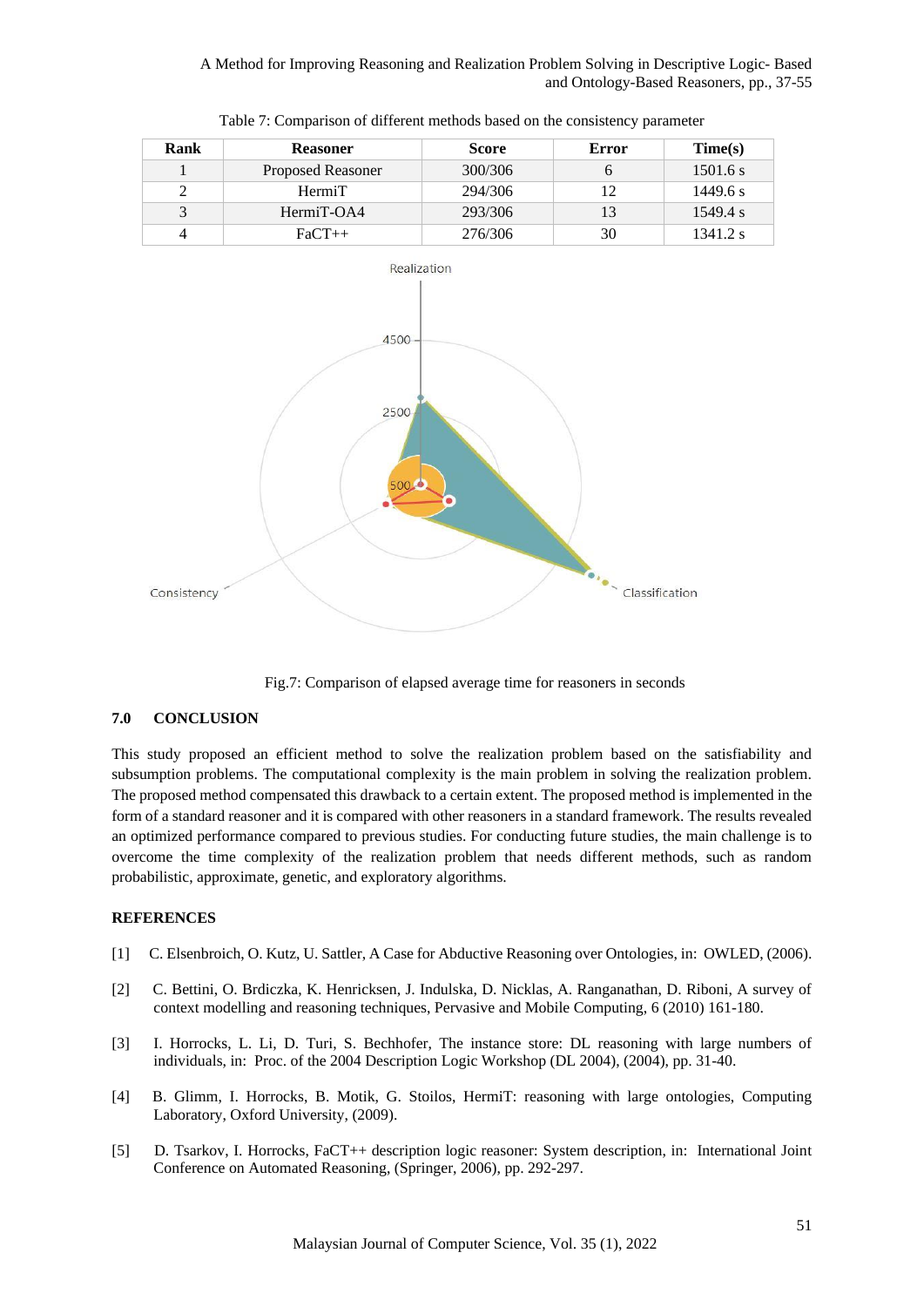Table 7: Comparison of different methods based on the consistency parameter

| Rank | Reasoner | Score | Error | Time(s) |
|---|---|---|---|---|
| 1 | Proposed Reasoner | 300/306 | 6 | 1501.6 s |
| 2 | HermiT | 294/306 | 12 | 1449.6 s |
| 3 | HermiT-OA4 | 293/306 | 13 | 1549.4 s |
| 4 | FaCT++ | 276/306 | 30 | 1341.2 s |

Fig.7: Comparison of elapsed average time for reasoners in seconds

## 7.0 CONCLUSION

This study proposed an efficient method to solve the realization problem based on the satisfiability and subsumption problems. The computational complexity is the main problem in solving the realization problem. The proposed method compensated this drawback to a certain extent. The proposed method is implemented in the form of a standard reasoner and it is compared with other reasoners in a standard framework. The results revealed an optimized performance compared to previous studies. For conducting future studies, the main challenge is to overcome the time complexity of the realization problem that needs different methods, such as random probabilistic, approximate, genetic, and exploratory algorithms.

## REFERENCES

[1] C. Elsenbroich, O. Kutz, U. Sattler, A Case for Abductive Reasoning over Ontologies, in: OWLED, (2006).

[2] C. Bettini, O. Brdiczka, K. Henricksen, J. Indulska, D. Nicklas, A. Ranganathan, D. Riboni, A survey of context modelling and reasoning techniques, Pervasive and Mobile Computing, 6 (2010) 161-180.

[3] I. Horrocks, L. Li, D. Turi, S. Bechhofer, The instance store: DL reasoning with large numbers of individuals, in: Proc. of the 2004 Description Logic Workshop (DL 2004), (2004), pp. 31-40.

[4] B. Glimm, I. Horrocks, B. Motik, G. Stoilos, HermiT: reasoning with large ontologies, Computing Laboratory, Oxford University, (2009).

[5] D. Tsarkov, I. Horrocks, FaCT++ description logic reasoner: System description, in: International Joint Conference on Automated Reasoning, (Springer, 2006), pp. 292-297.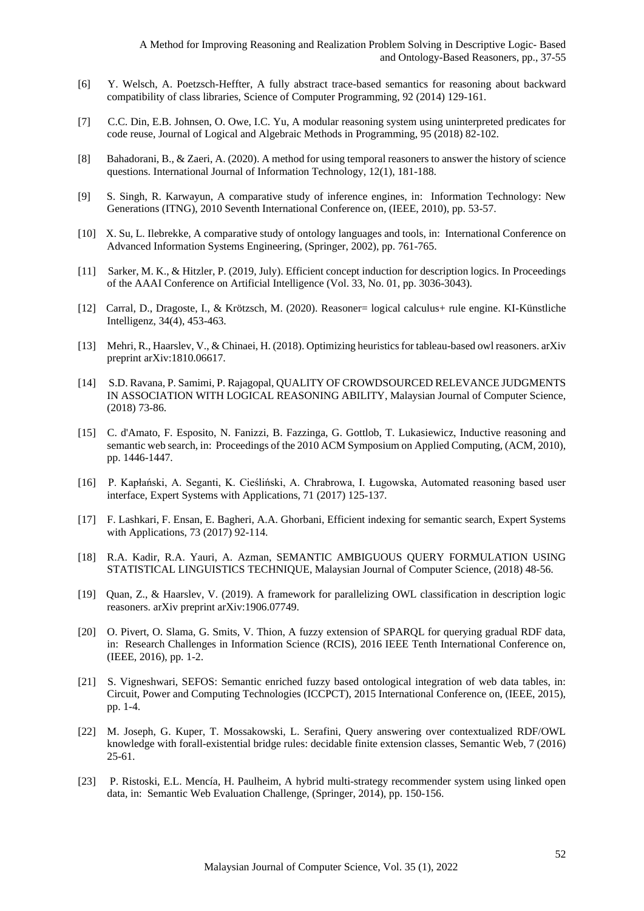[6] Y. Welsch, A. Poetzsch-Heffter, A fully abstract trace-based semantics for reasoning about backward compatibility of class libraries, Science of Computer Programming, 92 (2014) 129-161.

[7] C.C. Din, E.B. Johnsen, O. Owe, I.C. Yu, A modular reasoning system using uninterpreted predicates for code reuse, Journal of Logical and Algebraic Methods in Programming, 95 (2018) 82-102.

[8] Bahadorani, B., & Zaeri, A. (2020). A method for using temporal reasoners to answer the history of science questions. International Journal of Information Technology, 12(1), 181-188.

[9] S. Singh, R. Karwayun, A comparative study of inference engines, in: Information Technology: New Generations (ITNG), 2010 Seventh International Conference on, (IEEE, 2010), pp. 53-57.

[10] X. Su, L. Ilebrekke, A comparative study of ontology languages and tools, in: International Conference on Advanced Information Systems Engineering, (Springer, 2002), pp. 761-765.

[11] Sarker, M. K., & Hitzler, P. (2019, July). Efficient concept induction for description logics. In Proceedings of the AAAI Conference on Artificial Intelligence (Vol. 33, No. 01, pp. 3036-3043).

[12] Carral, D., Dragoste, I., & Krötzsch, M. (2020). Reasoner= logical calculus+ rule engine. KI-Künstliche Intelligenz, 34(4), 453-463.

[13] Mehri, R., Haarslev, V., & Chinaei, H. (2018). Optimizing heuristics for tableau-based owl reasoners. arXiv preprint arXiv:1810.06617.

[14] S.D. Ravana, P. Samimi, P. Rajagopal, QUALITY OF CROWDSOURCED RELEVANCE JUDGMENTS IN ASSOCIATION WITH LOGICAL REASONING ABILITY, Malaysian Journal of Computer Science, (2018) 73-86.

[15] C. d'Amato, F. Esposito, N. Fanizzi, B. Fazzinga, G. Gottlob, T. Lukasiewicz, Inductive reasoning and semantic web search, in: Proceedings of the 2010 ACM Symposium on Applied Computing, (ACM, 2010), pp. 1446-1447.

[16] P. Kapłański, A. Seganti, K. Cieśliński, A. Chrabrowa, I. Ługowska, Automated reasoning based user interface, Expert Systems with Applications, 71 (2017) 125-137.

[17] F. Lashkari, F. Ensan, E. Bagheri, A.A. Ghorbani, Efficient indexing for semantic search, Expert Systems with Applications, 73 (2017) 92-114.

[18] R.A. Kadir, R.A. Yauri, A. Azman, SEMANTIC AMBIGUOUS QUERY FORMULATION USING STATISTICAL LINGUISTICS TECHNIQUE, Malaysian Journal of Computer Science, (2018) 48-56.

[19] Quan, Z., & Haarslev, V. (2019). A framework for parallelizing OWL classification in description logic reasoners. arXiv preprint arXiv:1906.07749.

[20] O. Pivert, O. Slama, G. Smits, V. Thion, A fuzzy extension of SPARQL for querying gradual RDF data, in: Research Challenges in Information Science (RCIS), 2016 IEEE Tenth International Conference on, (IEEE, 2016), pp. 1-2.

[21] S. Vigneshwari, SEFOS: Semantic enriched fuzzy based ontological integration of web data tables, in: Circuit, Power and Computing Technologies (ICCPCT), 2015 International Conference on, (IEEE, 2015), pp. 1-4.

[22] M. Joseph, G. Kuper, T. Mossakowski, L. Serafini, Query answering over contextualized RDF/OWL knowledge with forall-existential bridge rules: decidable finite extension classes, Semantic Web, 7 (2016) 25-61.

[23] P. Ristoski, E.L. Mencía, H. Paulheim, A hybrid multi-strategy recommender system using linked open data, in: Semantic Web Evaluation Challenge, (Springer, 2014), pp. 150-156.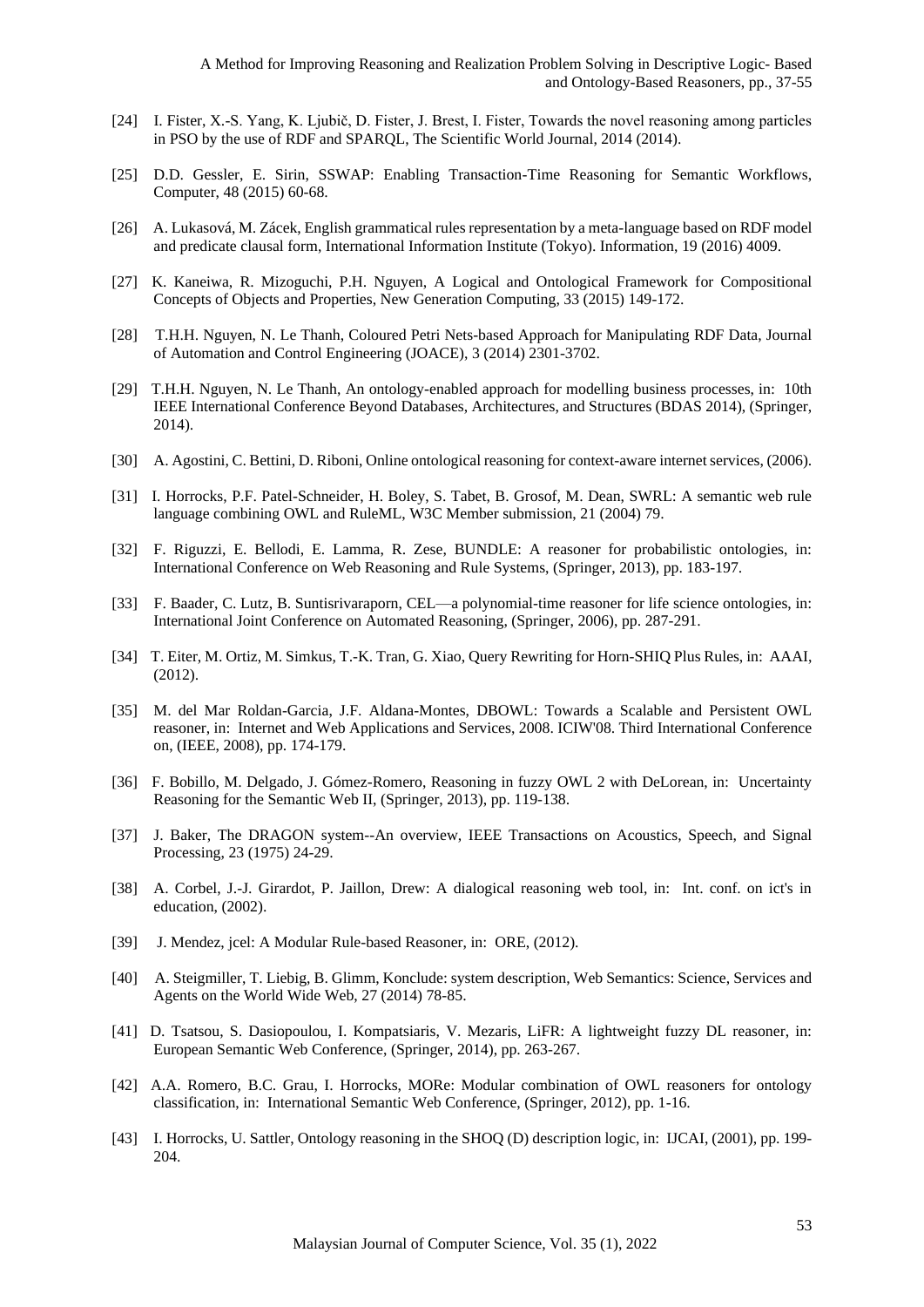[24] I. Fister, X.-S. Yang, K. Ljubič, D. Fister, J. Brest, I. Fister, Towards the novel reasoning among particles in PSO by the use of RDF and SPARQL, The Scientific World Journal, 2014 (2014).

[25] D.D. Gessler, E. Sirin, SSWAP: Enabling Transaction-Time Reasoning for Semantic Workflows, Computer, 48 (2015) 60-68.

[26] A. Lukasová, M. Zácek, English grammatical rules representation by a meta-language based on RDF model and predicate clausal form, International Information Institute (Tokyo). Information, 19 (2016) 4009.

[27] K. Kaneiwa, R. Mizoguchi, P.H. Nguyen, A Logical and Ontological Framework for Compositional Concepts of Objects and Properties, New Generation Computing, 33 (2015) 149-172.

[28] T.H.H. Nguyen, N. Le Thanh, Coloured Petri Nets-based Approach for Manipulating RDF Data, Journal of Automation and Control Engineering (JOACE), 3 (2014) 2301-3702.

[29] T.H.H. Nguyen, N. Le Thanh, An ontology-enabled approach for modelling business processes, in: 10th IEEE International Conference Beyond Databases, Architectures, and Structures (BDAS 2014), (Springer, 2014).

[30] A. Agostini, C. Bettini, D. Riboni, Online ontological reasoning for context-aware internet services, (2006).

[31] I. Horrocks, P.F. Patel-Schneider, H. Boley, S. Tabet, B. Grosof, M. Dean, SWRL: A semantic web rule language combining OWL and RuleML, W3C Member submission, 21 (2004) 79.

[32] F. Riguzzi, E. Bellodi, E. Lamma, R. Zese, BUNDLE: A reasoner for probabilistic ontologies, in: International Conference on Web Reasoning and Rule Systems, (Springer, 2013), pp. 183-197.

[33] F. Baader, C. Lutz, B. Suntisrivaraporn, CEL—a polynomial-time reasoner for life science ontologies, in: International Joint Conference on Automated Reasoning, (Springer, 2006), pp. 287-291.

[34] T. Eiter, M. Ortiz, M. Simkus, T.-K. Tran, G. Xiao, Query Rewriting for Horn-SHIQ Plus Rules, in: AAAI, (2012).

[35] M. del Mar Roldan-Garcia, J.F. Aldana-Montes, DBOWL: Towards a Scalable and Persistent OWL reasoner, in: Internet and Web Applications and Services, 2008. ICIW'08. Third International Conference on, (IEEE, 2008), pp. 174-179.

[36] F. Bobillo, M. Delgado, J. Gómez-Romero, Reasoning in fuzzy OWL 2 with DeLorean, in: Uncertainty Reasoning for the Semantic Web II, (Springer, 2013), pp. 119-138.

[37] J. Baker, The DRAGON system--An overview, IEEE Transactions on Acoustics, Speech, and Signal Processing, 23 (1975) 24-29.

[38] A. Corbel, J.-J. Girardot, P. Jaillon, Drew: A dialogical reasoning web tool, in: Int. conf. on ict's in education, (2002).

[39] J. Mendez, jcel: A Modular Rule-based Reasoner, in: ORE, (2012).

[40] A. Steigmiller, T. Liebig, B. Glimm, Konclude: system description, Web Semantics: Science, Services and Agents on the World Wide Web, 27 (2014) 78-85.

[41] D. Tsatsou, S. Dasiopoulou, I. Kompatsiaris, V. Mezaris, LiFR: A lightweight fuzzy DL reasoner, in: European Semantic Web Conference, (Springer, 2014), pp. 263-267.

[42] A.A. Romero, B.C. Grau, I. Horrocks, MORe: Modular combination of OWL reasoners for ontology classification, in: International Semantic Web Conference, (Springer, 2012), pp. 1-16.

[43] I. Horrocks, U. Sattler, Ontology reasoning in the SHOQ (D) description logic, in: IJCAI, (2001), pp. 199-204.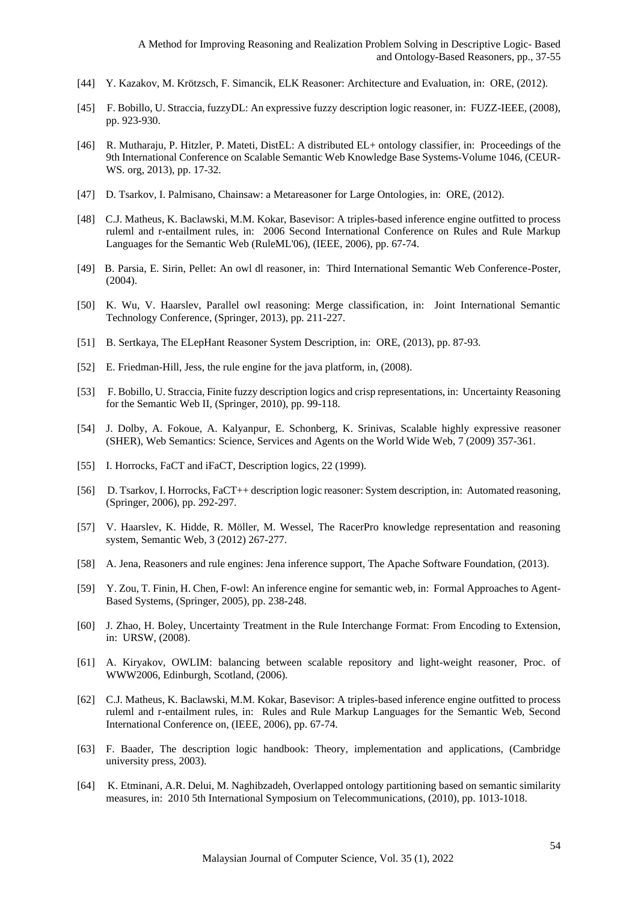[44] Y. Kazakov, M. Krötzsch, F. Simancik, ELK Reasoner: Architecture and Evaluation, in: ORE, (2012).

[45] F. Bobillo, U. Straccia, fuzzyDL: An expressive fuzzy description logic reasoner, in: FUZZ-IEEE, (2008), pp. 923-930.

[46] R. Mutharaju, P. Hitzler, P. Mateti, DistEL: A distributed EL+ ontology classifier, in: Proceedings of the 9th International Conference on Scalable Semantic Web Knowledge Base Systems-Volume 1046, (CEUR-WS. org, 2013), pp. 17-32.

[47] D. Tsarkov, I. Palmisano, Chainsaw: a Metareasoner for Large Ontologies, in: ORE, (2012).

[48] C.J. Matheus, K. Baclawski, M.M. Kokar, Basevisor: A triples-based inference engine outfitted to process ruleml and r-entailment rules, in: 2006 Second International Conference on Rules and Rule Markup Languages for the Semantic Web (RuleML'06), (IEEE, 2006), pp. 67-74.

[49] B. Parsia, E. Sirin, Pellet: An owl dl reasoner, in: Third International Semantic Web Conference-Poster, (2004).

[50] K. Wu, V. Haarslev, Parallel owl reasoning: Merge classification, in: Joint International Semantic Technology Conference, (Springer, 2013), pp. 211-227.

[51] B. Sertkaya, The ELepHant Reasoner System Description, in: ORE, (2013), pp. 87-93.

[52] E. Friedman-Hill, Jess, the rule engine for the java platform, in, (2008).

[53] F. Bobillo, U. Straccia, Finite fuzzy description logics and crisp representations, in: Uncertainty Reasoning for the Semantic Web II, (Springer, 2010), pp. 99-118.

[54] J. Dolby, A. Fokoue, A. Kalyanpur, E. Schonberg, K. Srinivas, Scalable highly expressive reasoner (SHER), Web Semantics: Science, Services and Agents on the World Wide Web, 7 (2009) 357-361.

[55] I. Horrocks, FaCT and iFaCT, Description logics, 22 (1999).

[56] D. Tsarkov, I. Horrocks, FaCT++ description logic reasoner: System description, in: Automated reasoning, (Springer, 2006), pp. 292-297.

[57] V. Haarslev, K. Hidde, R. Möller, M. Wessel, The RacerPro knowledge representation and reasoning system, Semantic Web, 3 (2012) 267-277.

[58] A. Jena, Reasoners and rule engines: Jena inference support, The Apache Software Foundation, (2013).

[59] Y. Zou, T. Finin, H. Chen, F-owl: An inference engine for semantic web, in: Formal Approaches to Agent-Based Systems, (Springer, 2005), pp. 238-248.

[60] J. Zhao, H. Boley, Uncertainty Treatment in the Rule Interchange Format: From Encoding to Extension, in: URSW, (2008).

[61] A. Kiryakov, OWLIM: balancing between scalable repository and light-weight reasoner, Proc. of WWW2006, Edinburgh, Scotland, (2006).

[62] C.J. Matheus, K. Baclawski, M.M. Kokar, Basevisor: A triples-based inference engine outfitted to process ruleml and r-entailment rules, in: Rules and Rule Markup Languages for the Semantic Web, Second International Conference on, (IEEE, 2006), pp. 67-74.

[63] F. Baader, The description logic handbook: Theory, implementation and applications, (Cambridge university press, 2003).

[64] K. Etminani, A.R. Delui, M. Naghibzadeh, Overlapped ontology partitioning based on semantic similarity measures, in: 2010 5th International Symposium on Telecommunications, (2010), pp. 1013-1018.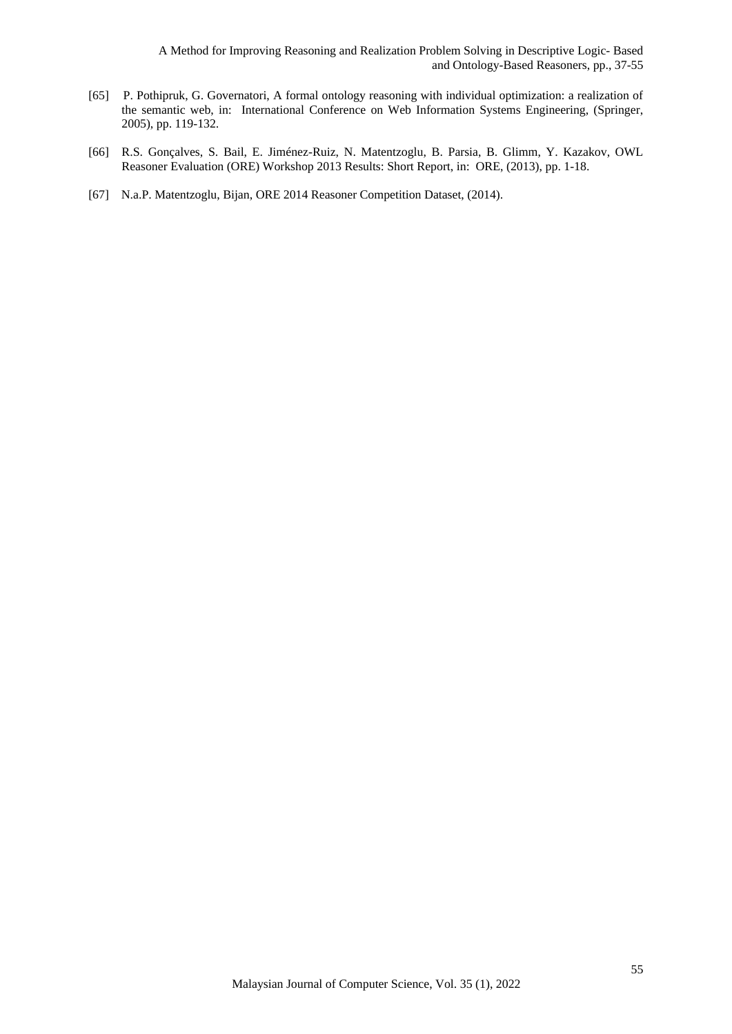[65] P. Pothipruk, G. Governatori, A formal ontology reasoning with individual optimization: a realization of the semantic web, in: International Conference on Web Information Systems Engineering, (Springer, 2005), pp. 119-132.

[66] R.S. Gonçalves, S. Bail, E. Jiménez-Ruiz, N. Matentzoglu, B. Parsia, B. Glimm, Y. Kazakov, OWL Reasoner Evaluation (ORE) Workshop 2013 Results: Short Report, in: ORE, (2013), pp. 1-18.

[67] N.a.P. Matentzoglu, Bijan, ORE 2014 Reasoner Competition Dataset, (2014).